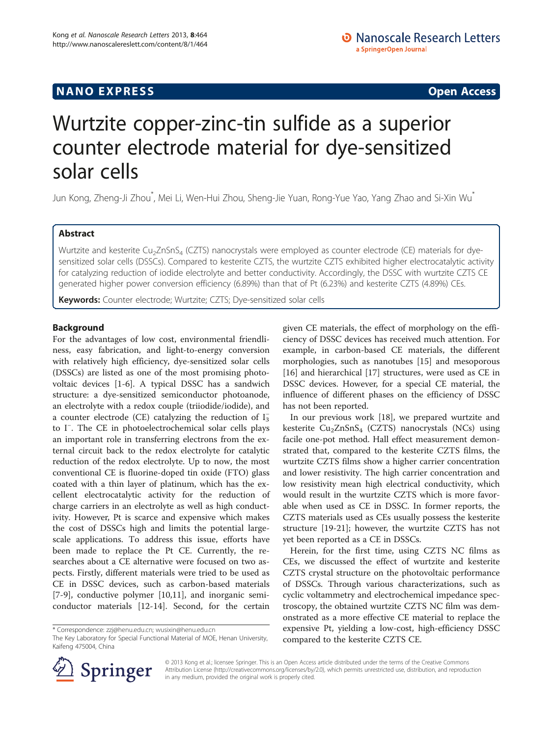NANO EXPRESS **Open Access**

# Wurtzite copper-zinc-tin sulfide as a superior counter electrode material for dye-sensitized solar cells

Jun Kong, Zheng-Ji Zhou*, Mei Li, Wen-Hui Zhou, Sheng-Jie Yuan, Rong-Yue Yao, Yang Zhao and Si-Xin Wu*

## Abstract

Wurtzite and kesterite $Cu_2ZnSnS_4$ (CZTS) nanocrystals were employed as counter electrode (CE) materials for dye-sensitized solar cells (DSSCs). Compared to kesterite CZTS, the wurtzite CZTS exhibited higher electrocatalytic activity for catalyzing reduction of iodide electrolyte and better conductivity. Accordingly, the DSSC with wurtzite CZTS CE generated higher power conversion efficiency (6.89%) than that of Pt (6.23%) and kesterite CZTS (4.89%) CEs.

**Keywords:** Counter electrode; Wurtzite; CZTS; Dye-sensitized solar cells

## Background

For the advantages of low cost, environmental friendliness, easy fabrication, and light-to-energy conversion with relatively high efficiency, dye-sensitized solar cells (DSSCs) are listed as one of the most promising photovoltaic devices [1-6]. A typical DSSC has a sandwich structure: a dye-sensitized semiconductor photoanode, an electrolyte with a redox couple (triiodide/iodide), and a counter electrode (CE) catalyzing the reduction of $I_3^-$ to $I^-$. The CE in photoelectrochemical solar cells plays an important role in transferring electrons from the external circuit back to the redox electrolyte for catalytic reduction of the redox electrolyte. Up to now, the most conventional CE is fluorine-doped tin oxide (FTO) glass coated with a thin layer of platinum, which has the excellent electrocatalytic activity for the reduction of charge carriers in an electrolyte as well as high conductivity. However, Pt is scarce and expensive which makes the cost of DSSCs high and limits the potential large-scale applications. To address this issue, efforts have been made to replace the Pt CE. Currently, the researches about a CE alternative were focused on two aspects. Firstly, different materials were tried to be used as CE in DSSC devices, such as carbon-based materials [7-9], conductive polymer [10,11], and inorganic semiconductor materials [12-14]. Second, for the certain given CE materials, the effect of morphology on the efficiency of DSSC devices has received much attention. For example, in carbon-based CE materials, the different morphologies, such as nanotubes [15] and mesoporous [16] and hierarchical [17] structures, were used as CE in DSSC devices. However, for a special CE material, the influence of different phases on the efficiency of DSSC has not been reported.

In our previous work [18], we prepared wurtzite and kesterite $Cu_2ZnSnS_4$ (CZTS) nanocrystals (NCs) using facile one-pot method. Hall effect measurement demonstrated that, compared to the kesterite CZTS films, the wurtzite CZTS films show a higher carrier concentration and lower resistivity. The high carrier concentration and low resistivity mean high electrical conductivity, which would result in the wurtzite CZTS which is more favorable when used as CE in DSSC. In former reports, the CZTS materials used as CEs usually possess the kesterite structure [19-21]; however, the wurtzite CZTS has not yet been reported as a CE in DSSCs.

Herein, for the first time, using CZTS NC films as CEs, we discussed the effect of wurtzite and kesterite CZTS crystal structure on the photovoltaic performance of DSSCs. Through various characterizations, such as cyclic voltammetry and electrochemical impedance spectroscopy, the obtained wurtzite CZTS NC film was demonstrated as a more effective CE material to replace the expensive Pt, yielding a low-cost, high-efficiency DSSC compared to the kesterite CZTS CE.

\* Correspondence: zzj@henu.edu.cn; wusixin@henu.edu.cn
The Key Laboratory for Special Functional Material of MOE, Henan University, Kaifeng 475004, China

© 2013 Kong et al.; licensee Springer. This is an Open Access article distributed under the terms of the Creative Commons Attribution License (http://creativecommons.org/licenses/by/2.0), which permits unrestricted use, distribution, and reproduction in any medium, provided the original work is properly cited.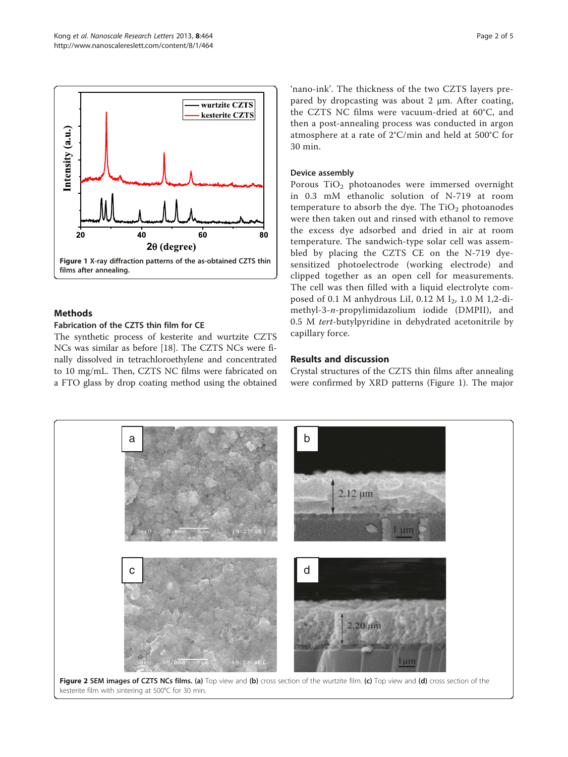Figure 1 X-ray diffraction patterns of the as-obtained CZTS thin films after annealing.

## Methods

### Fabrication of the CZTS thin film for CE

The synthetic process of kesterite and wurtzite CZTS NCs was similar as before [18]. The CZTS NCs were finally dissolved in tetrachloroethylene and concentrated to 10 mg/mL. Then, CZTS NC films were fabricated on a FTO glass by drop coating method using the obtained 'nano-ink'. The thickness of the two CZTS layers prepared by dropcasting was about 2 μm. After coating, the CZTS NC films were vacuum-dried at 60°C, and then a post-annealing process was conducted in argon atmosphere at a rate of 2°C/min and held at 500°C for 30 min.

### Device assembly

Porous $TiO_2$ photoanodes were immersed overnight in 0.3 mM ethanolic solution of N-719 at room temperature to absorb the dye. The $TiO_2$ photoanodes were then taken out and rinsed with ethanol to remove the excess dye adsorbed and dried in air at room temperature. The sandwich-type solar cell was assembled by placing the CZTS CE on the N-719 dye-sensitized photoelectrode (working electrode) and clipped together as an open cell for measurements. The cell was then filled with a liquid electrolyte composed of 0.1 M anhydrous LiI, 0.12 M $I_2$, 1.0 M 1,2-dimethyl-3-*n*-propylimidazolium iodide (DMPII), and 0.5 M *tert*-butylpyridine in dehydrated acetonitrile by capillary force.

## Results and discussion

Crystal structures of the CZTS thin films after annealing were confirmed by XRD patterns (Figure 1). The major

Figure 2 SEM images of CZTS NCs films. (a) Top view and (b) cross section of the wurtzite film. (c) Top view and (d) cross section of the kesterite film with sintering at 500°C for 30 min.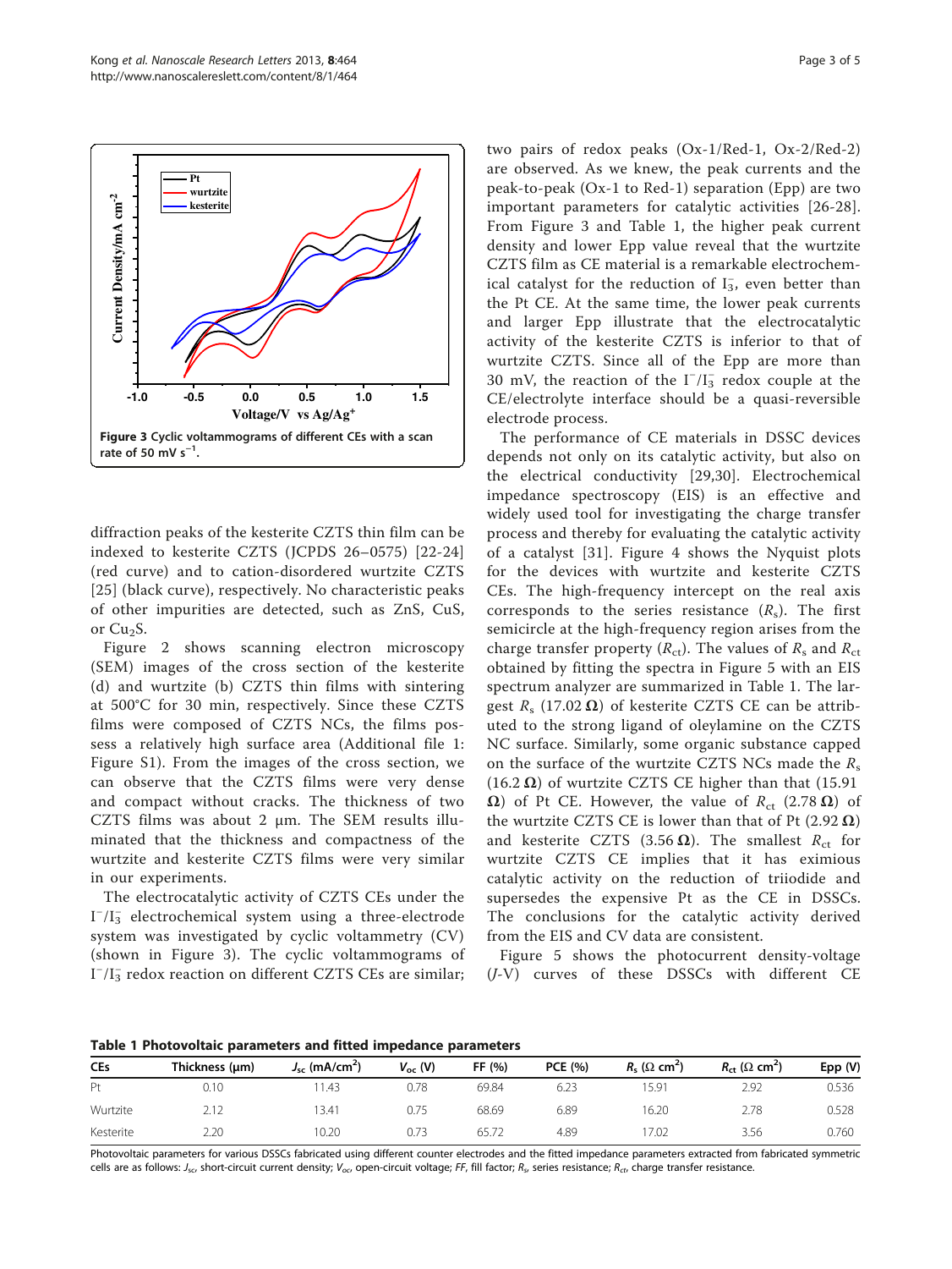Figure 3 Cyclic voltammograms of different CEs with a scan rate of 50 mV s$^{-1}$.

diffraction peaks of the kesterite CZTS thin film can be indexed to kesterite CZTS (JCPDS 26–0575) [22-24] (red curve) and to cation-disordered wurtzite CZTS [25] (black curve), respectively. No characteristic peaks of other impurities are detected, such as ZnS, CuS, or $Cu_2S$.

Figure 2 shows scanning electron microscopy (SEM) images of the cross section of the kesterite (d) and wurtzite (b) CZTS thin films with sintering at 500°C for 30 min, respectively. Since these CZTS films were composed of CZTS NCs, the films possess a relatively high surface area (Additional file 1: Figure S1). From the images of the cross section, we can observe that the CZTS films were very dense and compact without cracks. The thickness of two CZTS films was about 2 μm. The SEM results illuminated that the thickness and compactness of the wurtzite and kesterite CZTS films were very similar in our experiments.

The electrocatalytic activity of CZTS CEs under the $I^-/I_3^-$ electrochemical system using a three-electrode system was investigated by cyclic voltammetry (CV) (shown in Figure 3). The cyclic voltammograms of $I^-/I_3^-$ redox reaction on different CZTS CEs are similar; two pairs of redox peaks (Ox-1/Red-1, Ox-2/Red-2) are observed. As we knew, the peak currents and the peak-to-peak (Ox-1 to Red-1) separation (Epp) are two important parameters for catalytic activities [26-28]. From Figure 3 and Table 1, the higher peak current density and lower Epp value reveal that the wurtzite CZTS film as CE material is a remarkable electrochemical catalyst for the reduction of $I_3^-$, even better than the Pt CE. At the same time, the lower peak currents and larger Epp illustrate that the electrocatalytic activity of the kesterite CZTS is inferior to that of wurtzite CZTS. Since all of the Epp are more than 30 mV, the reaction of the $I^-/I_3^-$ redox couple at the CE/electrolyte interface should be a quasi-reversible electrode process.

The performance of CE materials in DSSC devices depends not only on its catalytic activity, but also on the electrical conductivity [29,30]. Electrochemical impedance spectroscopy (EIS) is an effective and widely used tool for investigating the charge transfer process and thereby for evaluating the catalytic activity of a catalyst [31]. Figure 4 shows the Nyquist plots for the devices with wurtzite and kesterite CZTS CEs. The high-frequency intercept on the real axis corresponds to the series resistance ($R_s$). The first semicircle at the high-frequency region arises from the charge transfer property ($R_{ct}$). The values of $R_s$ and $R_{ct}$ obtained by fitting the spectra in Figure 5 with an EIS spectrum analyzer are summarized in Table 1. The largest $R_s$ (17.02 Ω) of kesterite CZTS CE can be attributed to the strong ligand of oleylamine on the CZTS NC surface. Similarly, some organic substance capped on the surface of the wurtzite CZTS NCs made the $R_s$ (16.2 Ω) of wurtzite CZTS CE higher than that (15.91 Ω) of Pt CE. However, the value of $R_{ct}$ (2.78 Ω) of the wurtzite CZTS CE is lower than that of Pt (2.92 Ω) and kesterite CZTS (3.56 Ω). The smallest $R_{ct}$ for wurtzite CZTS CE implies that it has eximious catalytic activity on the reduction of triiodide and supersedes the expensive Pt as the CE in DSSCs. The conclusions for the catalytic activity derived from the EIS and CV data are consistent.

Figure 5 shows the photocurrent density-voltage (*J*-V) curves of these DSSCs with different CE

**Table 1 Photovoltaic parameters and fitted impedance parameters**

| CEs | Thickness (μm) | $J_{sc}$ (mA/cm$^2$) | $V_{oc}$ (V) | FF (%) | PCE (%) | $R_s$ (Ω cm$^2$) | $R_{ct}$ (Ω cm$^2$) | Epp (V) |
|---|---|---|---|---|---|---|---|---|
| Pt | 0.10 | 11.43 | 0.78 | 69.84 | 6.23 | 15.91 | 2.92 | 0.536 |
| Wurtzite | 2.12 | 13.41 | 0.75 | 68.69 | 6.89 | 16.20 | 2.78 | 0.528 |
| Kesterite | 2.20 | 10.20 | 0.73 | 65.72 | 4.89 | 17.02 | 3.56 | 0.760 |

Photovoltaic parameters for various DSSCs fabricated using different counter electrodes and the fitted impedance parameters extracted from fabricated symmetric cells are as follows: $J_{sc}$, short-circuit current density; $V_{oc}$, open-circuit voltage; *FF*, fill factor; $R_s$, series resistance; $R_{ct}$, charge transfer resistance.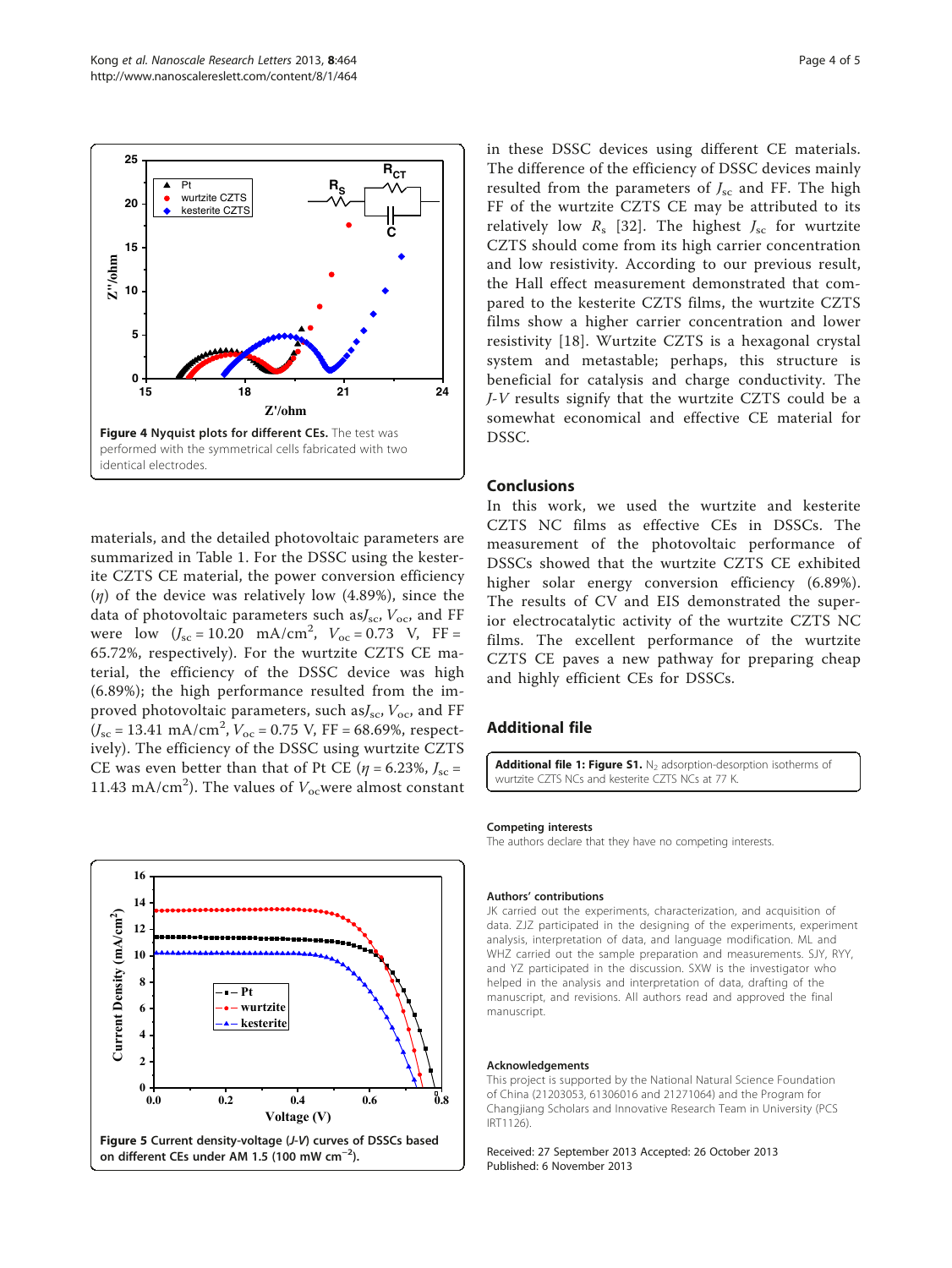Figure 4 Nyquist plots for different CEs. The test was performed with the symmetrical cells fabricated with two identical electrodes.

materials, and the detailed photovoltaic parameters are summarized in Table 1. For the DSSC using the kesterite CZTS CE material, the power conversion efficiency ($\eta$) of the device was relatively low (4.89%), since the data of photovoltaic parameters such as $J_{sc}$, $V_{oc}$, and FF were low ($J_{sc}$ = 10.20 mA/cm$^2$, $V_{oc}$ = 0.73 V, FF = 65.72%, respectively). For the wurtzite CZTS CE material, the efficiency of the DSSC device was high (6.89%); the high performance resulted from the improved photovoltaic parameters, such as $J_{sc}$, $V_{oc}$, and FF ($J_{sc}$ = 13.41 mA/cm$^2$, $V_{oc}$ = 0.75 V, FF = 68.69%, respectively). The efficiency of the DSSC using wurtzite CZTS CE was even better than that of Pt CE ($\eta$ = 6.23%, $J_{sc}$ = 11.43 mA/cm$^2$). The values of $V_{oc}$ were almost constant in these DSSC devices using different CE materials. The difference of the efficiency of DSSC devices mainly resulted from the parameters of $J_{sc}$ and FF. The high FF of the wurtzite CZTS CE may be attributed to its relatively low $R_s$ [32]. The highest $J_{sc}$ for wurtzite CZTS should come from its high carrier concentration and low resistivity. According to our previous result, the Hall effect measurement demonstrated that compared to the kesterite CZTS films, the wurtzite CZTS films show a higher carrier concentration and lower resistivity [18]. Wurtzite CZTS is a hexagonal crystal system and metastable; perhaps, this structure is beneficial for catalysis and charge conductivity. The *J-V* results signify that the wurtzite CZTS could be a somewhat economical and effective CE material for DSSC.

Figure 5 Current density-voltage (*J-V*) curves of DSSCs based on different CEs under AM 1.5 (100 mW cm$^{-2}$).

## Conclusions

In this work, we used the wurtzite and kesterite CZTS NC films as effective CEs in DSSCs. The measurement of the photovoltaic performance of DSSCs showed that the wurtzite CZTS CE exhibited higher solar energy conversion efficiency (6.89%). The results of CV and EIS demonstrated the superior electrocatalytic activity of the wurtzite CZTS NC films. The excellent performance of the wurtzite CZTS CE paves a new pathway for preparing cheap and highly efficient CEs for DSSCs.

## Additional file

**Additional file 1: Figure S1.** $N_2$ adsorption-desorption isotherms of wurtzite CZTS NCs and kesterite CZTS NCs at 77 K.

#### Competing interests

The authors declare that they have no competing interests.

#### Authors' contributions

JK carried out the experiments, characterization, and acquisition of data. ZJZ participated in the designing of the experiments, experiment analysis, interpretation of data, and language modification. ML and WHZ carried out the sample preparation and measurements. SJY, RYY, and YZ participated in the discussion. SXW is the investigator who helped in the analysis and interpretation of data, drafting of the manuscript, and revisions. All authors read and approved the final manuscript.

#### Acknowledgements

This project is supported by the National Natural Science Foundation of China (21203053, 61306016 and 21271064) and the Program for Changjiang Scholars and Innovative Research Team in University (PCS IRT1126).

Received: 27 September 2013 Accepted: 26 October 2013
Published: 6 November 2013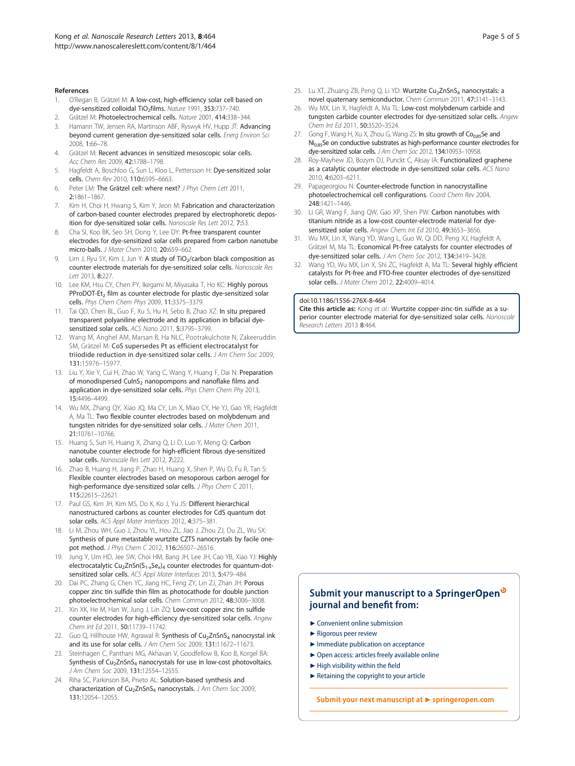## References

1. O'Regan B, Grätzel M: A low-cost, high-efficiency solar cell based on dye-sensitized colloidal $TiO_2$films. *Nature* 1991, **353**:737–740.
2. Grätzel M: Photoelectrochemical cells. *Nature* 2001, **414**:338–344.
3. Hamann TW, Jensen RA, Martinson ABF, Ryswyk HV, Hupp JT: Advancing beyond current generation dye-sensitized solar cells. *Energ Environ Sci* 2008, **1**:66–78.
4. Grätzel M: Recent advances in sensitized mesoscopic solar cells. *Acc Chem Res* 2009, **42**:1788–1798.
5. Hagfeldt A, Boschloo G, Sun L, Kloo L, Pettersson H: Dye-sensitized solar cells. *Chem Rev* 2010, **110**:6595–6663.
6. Peter LM: The Grätzel cell: where next? *J Phys Chem Lett* 2011, **2**:1861–1867.
7. Kim H, Choi H, Hwang S, Kim Y, Jeon M: Fabrication and characterization of carbon-based counter electrodes prepared by electrophoretic deposition for dye-sensitized solar cells. *Nanoscale Res Lett* 2012, **7**:53.
8. Cha SI, Koo BK, Seo SH, Dong Y, Lee DY: Pt-free transparent counter electrodes for dye-sensitized solar cells prepared from carbon nanotube micro-balls. *J Mater Chem* 2010, **20**:659–662.
9. Lim J, Ryu SY, Kim J, Jun Y: A study of $TiO_2$/carbon black composition as counter electrode materials for dye-sensitized solar cells. *Nanoscale Res Lett* 2013, **8**:227.
10. Lee KM, Hsu CY, Chen PY, Ikegami M, Miyasaka T, Ho KC: Highly porous PProDOT-$Et_2$ film as counter electrode for plastic dye-sensitized solar cells. *Phys Chem Chem Phys* 2009, **11**:3375–3379.
11. Tai QD, Chen BL, Guo F, Xu S, Hu H, Sebo B, Zhao XZ: In situ prepared transparent polyaniline electrode and its application in bifacial dye-sensitized solar cells. *ACS Nano* 2011, **5**:3795–3799.
12. Wang M, Anghel AM, Marsan B, Ha NLC, Pootrakulchote N, Zakeeruddin SM, Grätzel M: CoS supersedes Pt as efficient electrocatalyst for triiodide reduction in dye-sensitized solar cells. *J Am Chem Soc* 2009, **131**:15976–15977.
13. Liu Y, Xie Y, Cui H, Zhao W, Yang C, Wang Y, Huang F, Dai N: Preparation of monodispersed $CuInS_2$ nanopompons and nanoflake films and application in dye-sensitized solar cells. *Phys Chem Chem Phy* 2013, **15**:4496–4499.
14. Wu MX, Zhang QY, Xiao JQ, Ma CY, Lin X, Miao CY, He YJ, Gao YR, Hagfeldt A, Ma TL: Two flexible counter electrodes based on molybdenum and tungsten nitrides for dye-sensitized solar cells. *J Mater Chem* 2011, **21**:10761–10766.
15. Huang S, Sun H, Huang X, Zhang Q, Li D, Luo Y, Meng Q: Carbon nanotube counter electrode for high-efficient fibrous dye-sensitized solar cells. *Nanoscale Res Lett* 2012, **7**:222.
16. Zhao B, Huang H, Jiang P, Zhao H, Huang X, Shen P, Wu D, Fu R, Tan S: Flexible counter electrodes based on mesoporous carbon aerogel for high-performance dye-sensitized solar cells. *J Phys Chem C* 2011, **115**:22615–22621.
17. Paul GS, Kim JH, Kim MS, Do K, Ko J, Yu JS: Different hierarchical nanostructured carbons as counter electrodes for CdS quantum dot solar cells. *ACS Appl Mater Interfaces* 2012, **4**:375–381.
18. Li M, Zhou WH, Guo J, Zhou YL, Hou ZL, Jiao J, Zhou ZJ, Du ZL, Wu SX: Synthesis of pure metastable wurtzite CZTS nanocrystals by facile one-pot method. *J Phys Chem C* 2012, **116**:26507–26516.
19. Jung Y, Um HD, Jee SW, Choi HM, Bang JH, Lee JH, Cao YB, Xiao YJ: Highly electrocatalytic $Cu_2ZnSn(S_{1-x}Se_x)_4$ counter electrodes for quantum-dot-sensitized solar cells. *ACS Appl Mater Interfaces* 2013, **5**:479–484.
20. Dai PC, Zhang G, Chen YC, Jiang HC, Feng ZY, Lin ZJ, Zhan JH: Porous copper zinc tin sulfide thin film as photocathode for double junction photoelectrochemical solar cells. *Chem Commun* 2012, **48**:3006–3008.
21. Xin XK, He M, Han W, Jung J, Lin ZQ: Low-cost copper zinc tin sulfide counter electrodes for high-efficiency dye-sensitized solar cells. *Angew Chem Int Ed* 2011, **50**:11739–11742.
22. Guo Q, Hillhouse HW, Agrawal R: Synthesis of $Cu_2ZnSnS_4$ nanocrystal ink and its use for solar cells. *J Am Chem Soc* 2009, **131**:11672–11673.
23. Steinhagen C, Panthani MG, Akhavan V, Goodfellow B, Koo B, Korgel BA: Synthesis of $Cu_2ZnSnS_4$ nanocrystals for use in low-cost photovoltaics. *J Am Chem Soc* 2009, **131**:12554–12555.
24. Riha SC, Parkinson BA, Prieto AL: Solution-based synthesis and characterization of $Cu_2ZnSnS_4$ nanocrystals. *J Am Chem Soc* 2009, **131**:12054–12055.
25. Lu XT, Zhuang ZB, Peng Q, Li YD: Wurtzite $Cu_2ZnSnS_4$ nanocrystals: a novel quaternary semiconductor. *Chem Commun* 2011, **47**:3141–3143.
26. Wu MX, Lin X, Hagfeldt A, Ma TL: Low-cost molybdenum carbide and tungsten carbide counter electrodes for dye-sensitized solar cells. *Angew Chem Int Ed* 2011, **50**:3520–3524.
27. Gong F, Wang H, Xu X, Zhou G, Wang ZS: In situ growth of $Co_{0.85}Se$ and $Ni_{0.85}Se$ on conductive substrates as high-performance counter electrodes for dye-sensitized solar cells. *J Am Chem Soc* 2012, **134**:10953–10958.
28. Roy-Mayhew JD, Bozym DJ, Punckt C, Aksay IA: Functionalized graphene as a catalytic counter electrode in dye-sensitized solar cells. *ACS Nano* 2010, **4**:6203–6211.
29. Papageorgiou N: Counter-electrode function in nanocrystalline photoelectrochemical cell configurations. *Coord Chem Rev* 2004, **248**:1421–1446.
30. Li GR, Wang F, Jiang QW, Gao XP, Shen PW: Carbon nanotubes with titanium nitride as a low-cost counter-electrode material for dye-sensitized solar cells. *Angew Chem Int Ed* 2010, **49**:3653–3656.
31. Wu MX, Lin X, Wang YD, Wang L, Guo W, Qi DD, Peng XJ, Hagfeldt A, Grätzel M, Ma TL: Economical Pt-free catalysts for counter electrodes of dye-sensitized solar cells. *J Am Chem Soc* 2012, **134**:3419–3428.
32. Wang YD, Wu MX, Lin X, Shi ZC, Hagfeldt A, Ma TL: Several highly efficient catalysts for Pt-free and FTO-free counter electrodes of dye-sensitized solar cells. *J Mater Chem* 2012, **22**:4009–4014.

doi:10.1186/1556-276X-8-464

**Cite this article as:** Kong *et al.*: Wurtzite copper-zinc-tin sulfide as a superior counter electrode material for dye-sensitized solar cells. *Nanoscale Research Letters* 2013 **8**:464.

**Submit your manuscript to a SpringerOpen journal and benefit from:**

- ► Convenient online submission
- ► Rigorous peer review
- ► Immediate publication on acceptance
- ► Open access: articles freely available online
- ► High visibility within the field
- ► Retaining the copyright to your article

**Submit your next manuscript at ► springeropen.com**